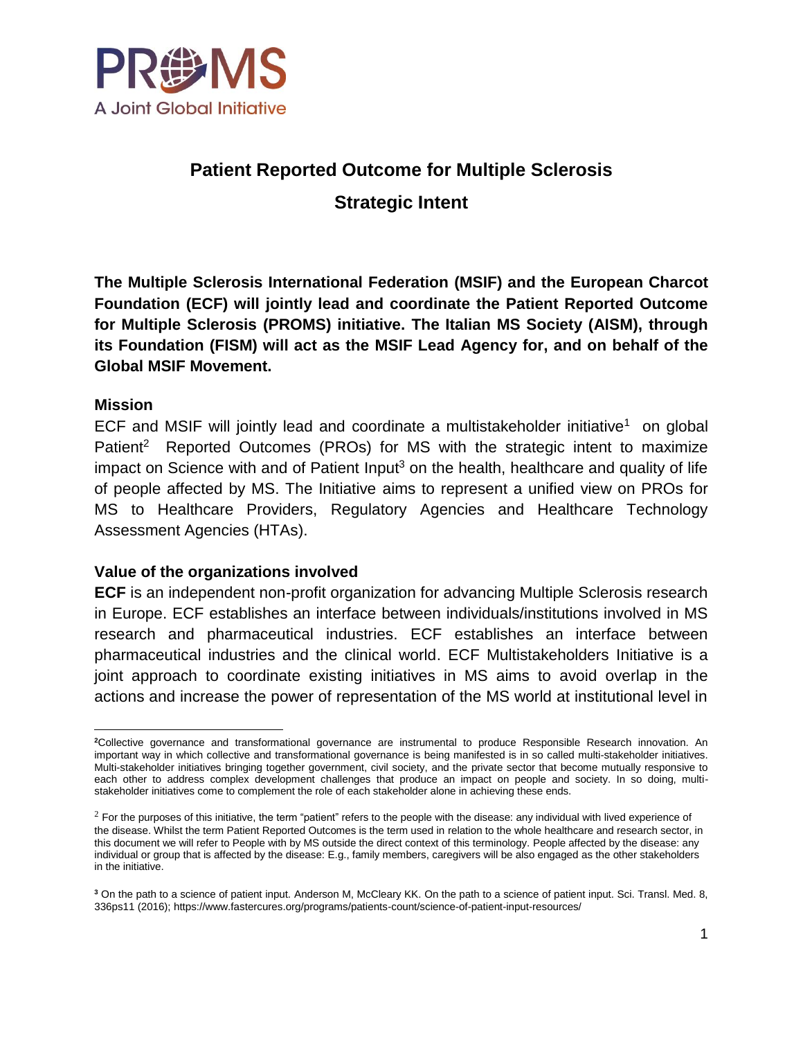PROMS
A Joint Global Initiative

# Patient Reported Outcome for Multiple Sclerosis

# Strategic Intent

**The Multiple Sclerosis International Federation (MSIF) and the European Charcot Foundation (ECF) will jointly lead and coordinate the Patient Reported Outcome for Multiple Sclerosis (PROMS) initiative. The Italian MS Society (AISM), through its Foundation (FISM) will act as the MSIF Lead Agency for, and on behalf of the Global MSIF Movement.**

## Mission

ECF and MSIF will jointly lead and coordinate a multistakeholder initiative[1] on global Patient[2] Reported Outcomes (PROs) for MS with the strategic intent to maximize impact on Science with and of Patient Input[3] on the health, healthcare and quality of life of people affected by MS. The Initiative aims to represent a unified view on PROs for MS to Healthcare Providers, Regulatory Agencies and Healthcare Technology Assessment Agencies (HTAs).

## Value of the organizations involved

**ECF** is an independent non-profit organization for advancing Multiple Sclerosis research in Europe. ECF establishes an interface between individuals/institutions involved in MS research and pharmaceutical industries. ECF establishes an interface between pharmaceutical industries and the clinical world. ECF Multistakeholders Initiative is a joint approach to coordinate existing initiatives in MS aims to avoid overlap in the actions and increase the power of representation of the MS world at institutional level in

---

[2]Collective governance and transformational governance are instrumental to produce Responsible Research innovation. An important way in which collective and transformational governance is being manifested is in so called multi-stakeholder initiatives. Multi-stakeholder initiatives bringing together government, civil society, and the private sector that become mutually responsive to each other to address complex development challenges that produce an impact on people and society. In so doing, multi-stakeholder initiatives come to complement the role of each stakeholder alone in achieving these ends.

[2] For the purposes of this initiative, the term "patient" refers to the people with the disease: any individual with lived experience of the disease. Whilst the term Patient Reported Outcomes is the term used in relation to the whole healthcare and research sector, in this document we will refer to People with by MS outside the direct context of this terminology. People affected by the disease: any individual or group that is affected by the disease: E.g., family members, caregivers will be also engaged as the other stakeholders in the initiative.

[3] On the path to a science of patient input. Anderson M, McCleary KK. On the path to a science of patient input. Sci. Transl. Med. 8, 336ps11 (2016); https://www.fastercures.org/programs/patients-count/science-of-patient-input-resources/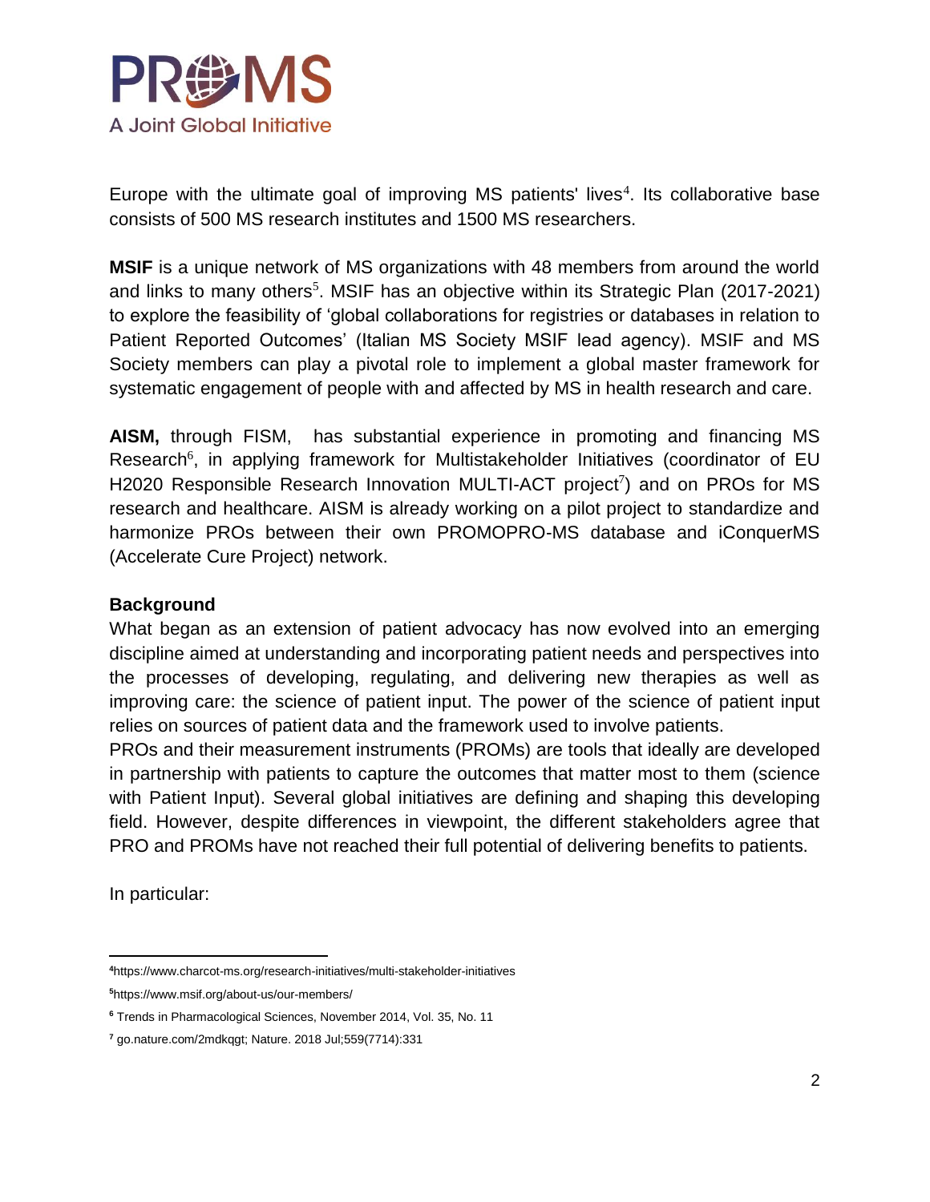Europe with the ultimate goal of improving MS patients' lives[4]. Its collaborative base consists of 500 MS research institutes and 1500 MS researchers.

**MSIF** is a unique network of MS organizations with 48 members from around the world and links to many others[5]. MSIF has an objective within its Strategic Plan (2017-2021) to explore the feasibility of 'global collaborations for registries or databases in relation to Patient Reported Outcomes' (Italian MS Society MSIF lead agency). MSIF and MS Society members can play a pivotal role to implement a global master framework for systematic engagement of people with and affected by MS in health research and care.

**AISM,** through FISM, has substantial experience in promoting and financing MS Research[6], in applying framework for Multistakeholder Initiatives (coordinator of EU H2020 Responsible Research Innovation MULTI-ACT project[7]) and on PROs for MS research and healthcare. AISM is already working on a pilot project to standardize and harmonize PROs between their own PROMOPRO-MS database and iConquerMS (Accelerate Cure Project) network.

**Background**

What began as an extension of patient advocacy has now evolved into an emerging discipline aimed at understanding and incorporating patient needs and perspectives into the processes of developing, regulating, and delivering new therapies as well as improving care: the science of patient input. The power of the science of patient input relies on sources of patient data and the framework used to involve patients.

PROs and their measurement instruments (PROMs) are tools that ideally are developed in partnership with patients to capture the outcomes that matter most to them (science with Patient Input). Several global initiatives are defining and shaping this developing field. However, despite differences in viewpoint, the different stakeholders agree that PRO and PROMs have not reached their full potential of delivering benefits to patients.

In particular:

---

[4] https://www.charcot-ms.org/research-initiatives/multi-stakeholder-initiatives

[5] https://www.msif.org/about-us/our-members/

[6] Trends in Pharmacological Sciences, November 2014, Vol. 35, No. 11

[7] go.nature.com/2mdkqgt; Nature. 2018 Jul;559(7714):331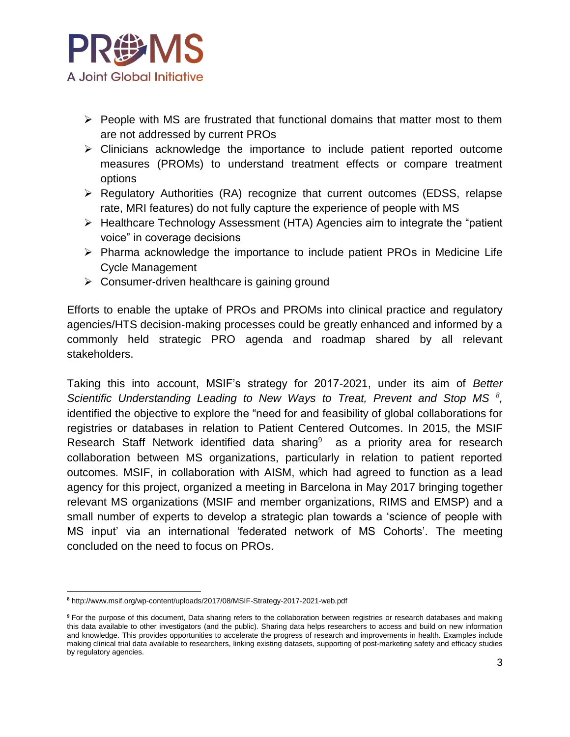- People with MS are frustrated that functional domains that matter most to them are not addressed by current PROs
- Clinicians acknowledge the importance to include patient reported outcome measures (PROMs) to understand treatment effects or compare treatment options
- Regulatory Authorities (RA) recognize that current outcomes (EDSS, relapse rate, MRI features) do not fully capture the experience of people with MS
- Healthcare Technology Assessment (HTA) Agencies aim to integrate the "patient voice" in coverage decisions
- Pharma acknowledge the importance to include patient PROs in Medicine Life Cycle Management
- Consumer-driven healthcare is gaining ground

Efforts to enable the uptake of PROs and PROMs into clinical practice and regulatory agencies/HTS decision-making processes could be greatly enhanced and informed by a commonly held strategic PRO agenda and roadmap shared by all relevant stakeholders.

Taking this into account, MSIF's strategy for 2017-2021, under its aim of *Better Scientific Understanding Leading to New Ways to Treat, Prevent and Stop MS* [8], identified the objective to explore the "need for and feasibility of global collaborations for registries or databases in relation to Patient Centered Outcomes. In 2015, the MSIF Research Staff Network identified data sharing[9] as a priority area for research collaboration between MS organizations, particularly in relation to patient reported outcomes. MSIF, in collaboration with AISM, which had agreed to function as a lead agency for this project, organized a meeting in Barcelona in May 2017 bringing together relevant MS organizations (MSIF and member organizations, RIMS and EMSP) and a small number of experts to develop a strategic plan towards a 'science of people with MS input' via an international 'federated network of MS Cohorts'. The meeting concluded on the need to focus on PROs.

---

[8] http://www.msif.org/wp-content/uploads/2017/08/MSIF-Strategy-2017-2021-web.pdf

[9] For the purpose of this document, Data sharing refers to the collaboration between registries or research databases and making this data available to other investigators (and the public). Sharing data helps researchers to access and build on new information and knowledge. This provides opportunities to accelerate the progress of research and improvements in health. Examples include making clinical trial data available to researchers, linking existing datasets, supporting of post-marketing safety and efficacy studies by regulatory agencies.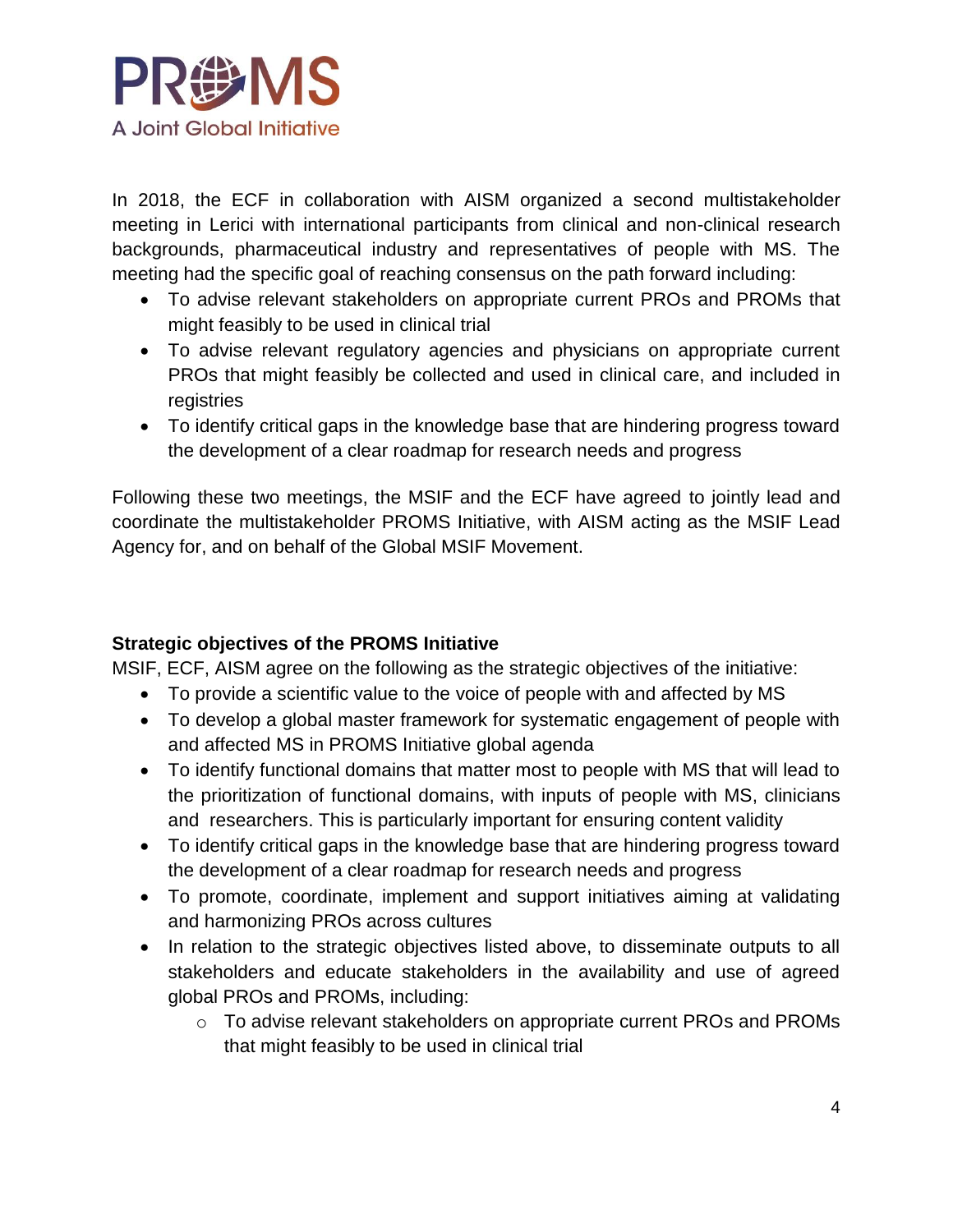In 2018, the ECF in collaboration with AISM organized a second multistakeholder meeting in Lerici with international participants from clinical and non-clinical research backgrounds, pharmaceutical industry and representatives of people with MS. The meeting had the specific goal of reaching consensus on the path forward including:

- To advise relevant stakeholders on appropriate current PROs and PROMs that might feasibly to be used in clinical trial
- To advise relevant regulatory agencies and physicians on appropriate current PROs that might feasibly be collected and used in clinical care, and included in registries
- To identify critical gaps in the knowledge base that are hindering progress toward the development of a clear roadmap for research needs and progress

Following these two meetings, the MSIF and the ECF have agreed to jointly lead and coordinate the multistakeholder PROMS Initiative, with AISM acting as the MSIF Lead Agency for, and on behalf of the Global MSIF Movement.

**Strategic objectives of the PROMS Initiative**

MSIF, ECF, AISM agree on the following as the strategic objectives of the initiative:

- To provide a scientific value to the voice of people with and affected by MS
- To develop a global master framework for systematic engagement of people with and affected MS in PROMS Initiative global agenda
- To identify functional domains that matter most to people with MS that will lead to the prioritization of functional domains, with inputs of people with MS, clinicians and researchers. This is particularly important for ensuring content validity
- To identify critical gaps in the knowledge base that are hindering progress toward the development of a clear roadmap for research needs and progress
- To promote, coordinate, implement and support initiatives aiming at validating and harmonizing PROs across cultures
- In relation to the strategic objectives listed above, to disseminate outputs to all stakeholders and educate stakeholders in the availability and use of agreed global PROs and PROMs, including:
    - To advise relevant stakeholders on appropriate current PROs and PROMs that might feasibly to be used in clinical trial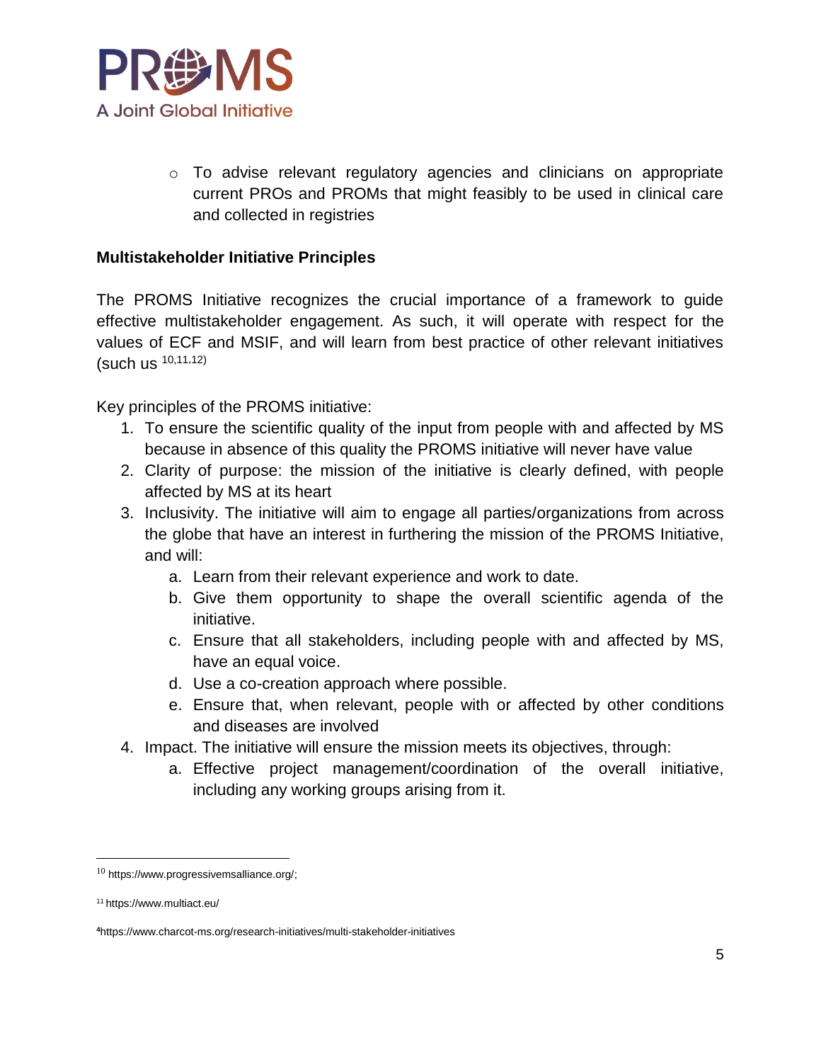- To advise relevant regulatory agencies and clinicians on appropriate current PROs and PROMs that might feasibly to be used in clinical care and collected in registries

**Multistakeholder Initiative Principles**

The PROMS Initiative recognizes the crucial importance of a framework to guide effective multistakeholder engagement. As such, it will operate with respect for the values of ECF and MSIF, and will learn from best practice of other relevant initiatives (such us [10,11,12])

Key principles of the PROMS initiative:

1. To ensure the scientific quality of the input from people with and affected by MS because in absence of this quality the PROMS initiative will never have value
2. Clarity of purpose: the mission of the initiative is clearly defined, with people affected by MS at its heart
3. Inclusivity. The initiative will aim to engage all parties/organizations from across the globe that have an interest in furthering the mission of the PROMS Initiative, and will:
   a. Learn from their relevant experience and work to date.
   b. Give them opportunity to shape the overall scientific agenda of the initiative.
   c. Ensure that all stakeholders, including people with and affected by MS, have an equal voice.
   d. Use a co-creation approach where possible.
   e. Ensure that, when relevant, people with or affected by other conditions and diseases are involved
4. Impact. The initiative will ensure the mission meets its objectives, through:
   a. Effective project management/coordination of the overall initiative, including any working groups arising from it.

---

[10] https://www.progressivemsalliance.org/;

[11] https://www.multiact.eu/

[4] https://www.charcot-ms.org/research-initiatives/multi-stakeholder-initiatives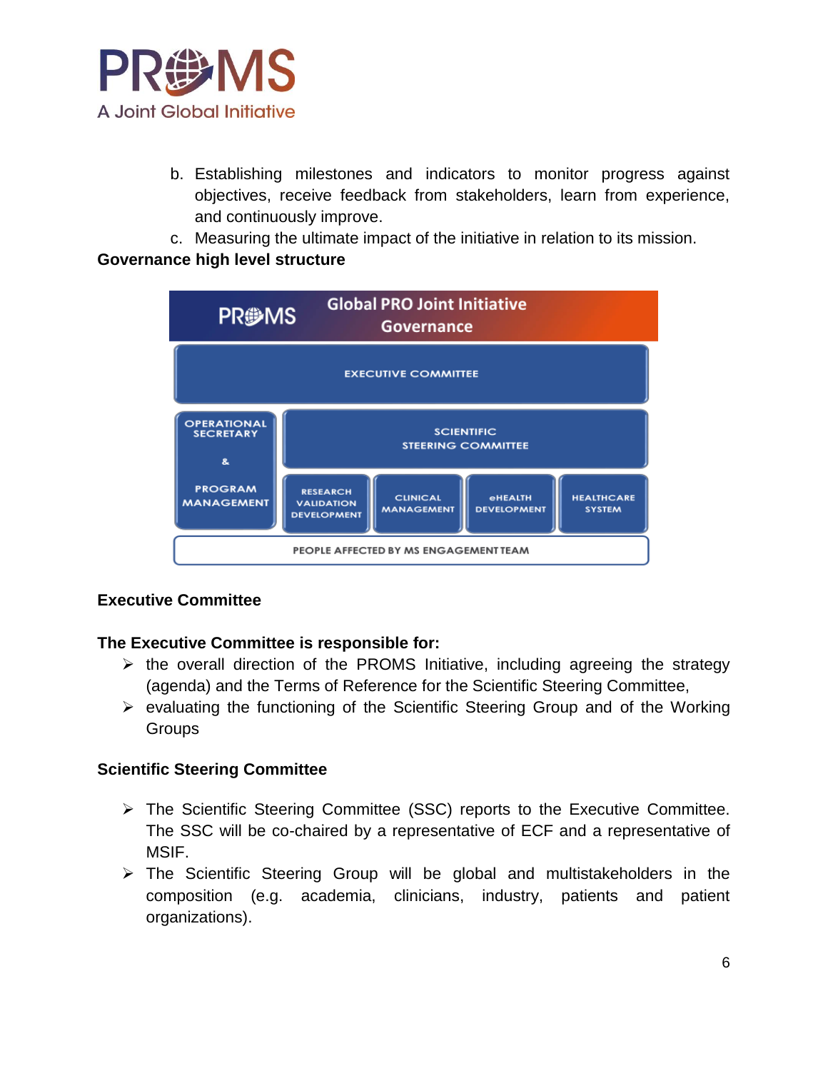b. Establishing milestones and indicators to monitor progress against objectives, receive feedback from stakeholders, learn from experience, and continuously improve.

c. Measuring the ultimate impact of the initiative in relation to its mission.

**Governance high level structure**

PROMS — Global PRO Joint Initiative Governance

EXECUTIVE COMMITTEE

OPERATIONAL SECRETARY & PROGRAM MANAGEMENT

SCIENTIFIC STEERING COMMITTEE

RESEARCH VALIDATION DEVELOPMENT | CLINICAL MANAGEMENT | eHEALTH DEVELOPMENT | HEALTHCARE SYSTEM

PEOPLE AFFECTED BY MS ENGAGEMENT TEAM

**Executive Committee**

**The Executive Committee is responsible for:**

- the overall direction of the PROMS Initiative, including agreeing the strategy (agenda) and the Terms of Reference for the Scientific Steering Committee,
- evaluating the functioning of the Scientific Steering Group and of the Working Groups

**Scientific Steering Committee**

- The Scientific Steering Committee (SSC) reports to the Executive Committee. The SSC will be co-chaired by a representative of ECF and a representative of MSIF.
- The Scientific Steering Group will be global and multistakeholders in the composition (e.g. academia, clinicians, industry, patients and patient organizations).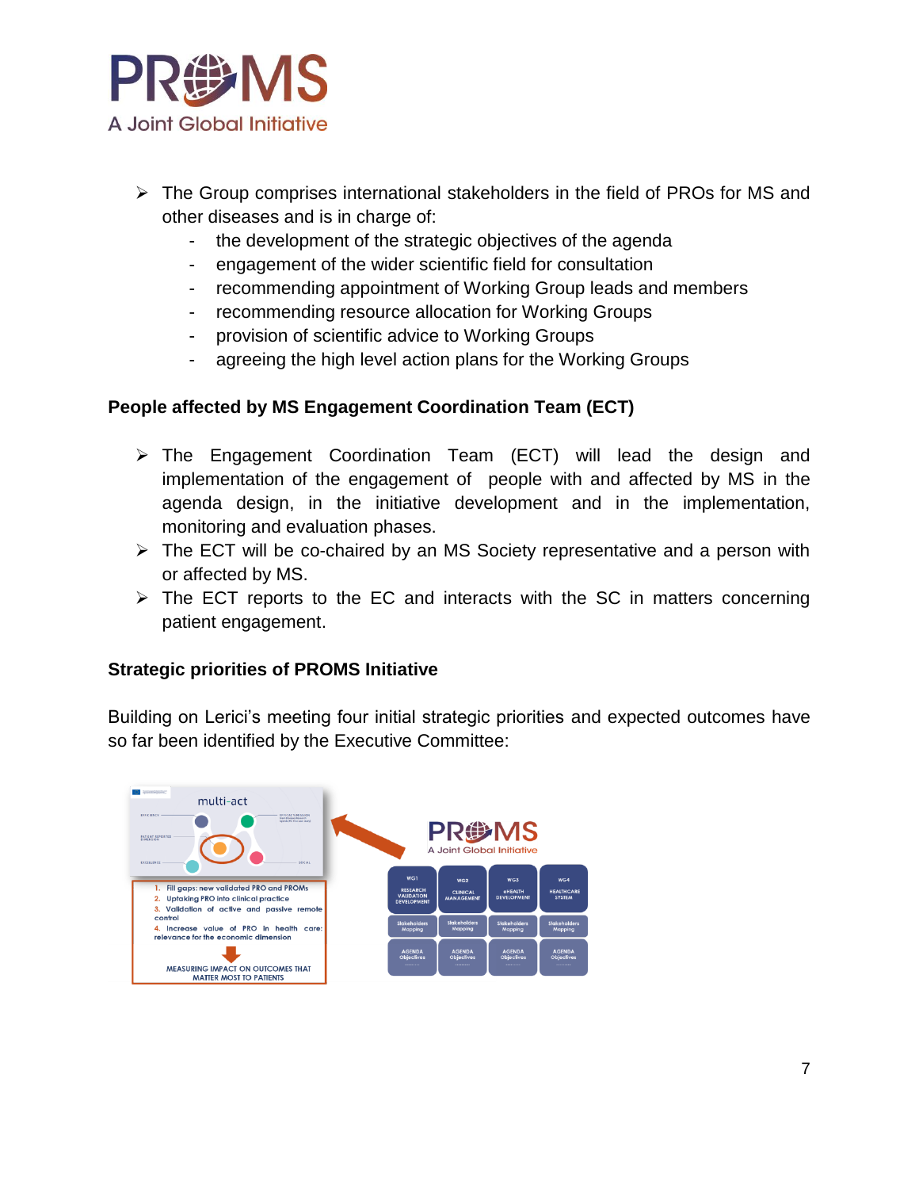- The Group comprises international stakeholders in the field of PROs for MS and other diseases and is in charge of:
  - the development of the strategic objectives of the agenda
  - engagement of the wider scientific field for consultation
  - recommending appointment of Working Group leads and members
  - recommending resource allocation for Working Groups
  - provision of scientific advice to Working Groups
  - agreeing the high level action plans for the Working Groups

**People affected by MS Engagement Coordination Team (ECT)**

- The Engagement Coordination Team (ECT) will lead the design and implementation of the engagement of people with and affected by MS in the agenda design, in the initiative development and in the implementation, monitoring and evaluation phases.
- The ECT will be co-chaired by an MS Society representative and a person with or affected by MS.
- The ECT reports to the EC and interacts with the SC in matters concerning patient engagement.

**Strategic priorities of PROMS Initiative**

Building on Lerici's meeting four initial strategic priorities and expected outcomes have so far been identified by the Executive Committee: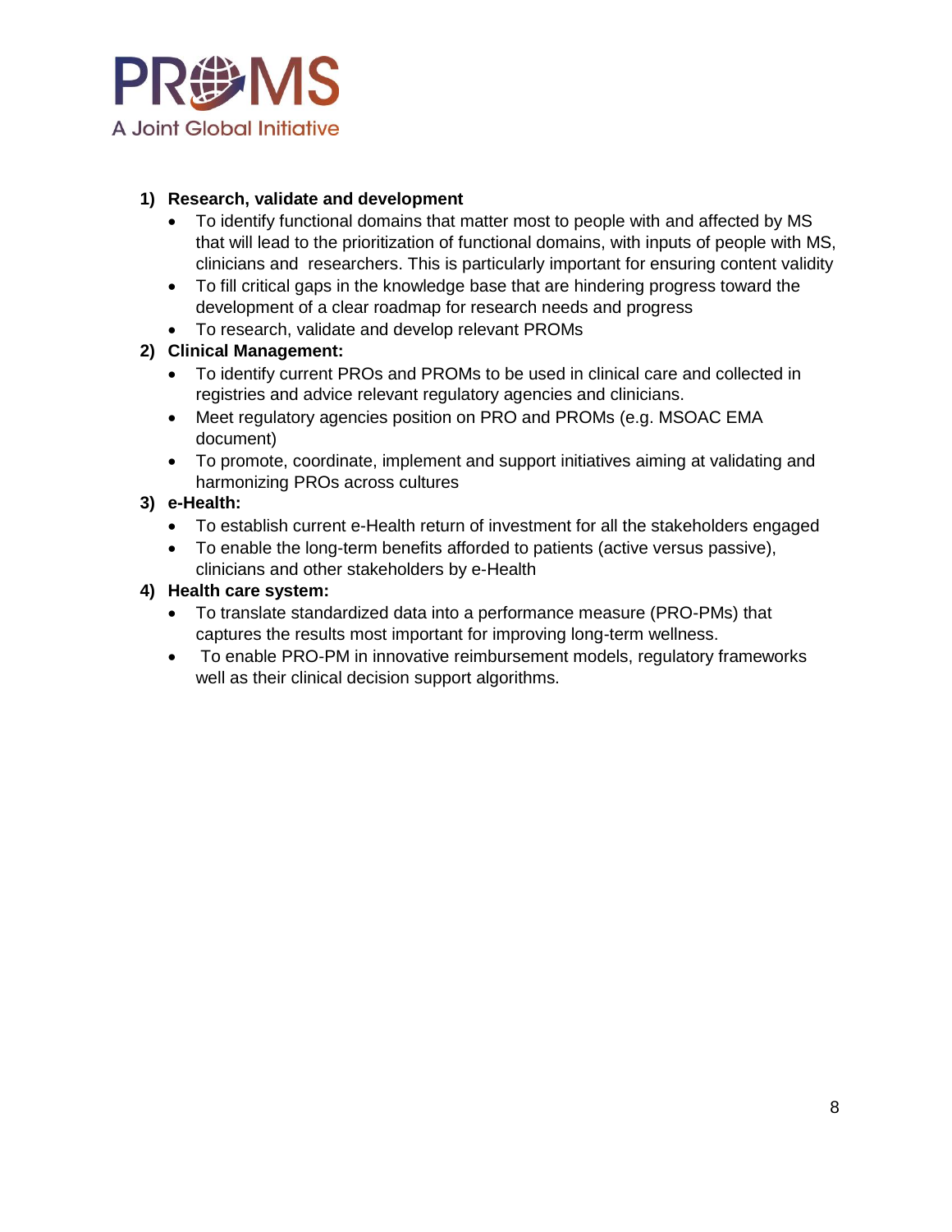1) **Research, validate and development**
    - To identify functional domains that matter most to people with and affected by MS that will lead to the prioritization of functional domains, with inputs of people with MS, clinicians and researchers. This is particularly important for ensuring content validity
    - To fill critical gaps in the knowledge base that are hindering progress toward the development of a clear roadmap for research needs and progress
    - To research, validate and develop relevant PROMs
2) **Clinical Management:**
    - To identify current PROs and PROMs to be used in clinical care and collected in registries and advice relevant regulatory agencies and clinicians.
    - Meet regulatory agencies position on PRO and PROMs (e.g. MSOAC EMA document)
    - To promote, coordinate, implement and support initiatives aiming at validating and harmonizing PROs across cultures
3) **e-Health:**
    - To establish current e-Health return of investment for all the stakeholders engaged
    - To enable the long-term benefits afforded to patients (active versus passive), clinicians and other stakeholders by e-Health
4) **Health care system:**
    - To translate standardized data into a performance measure (PRO-PMs) that captures the results most important for improving long-term wellness.
    - To enable PRO-PM in innovative reimbursement models, regulatory frameworks well as their clinical decision support algorithms.